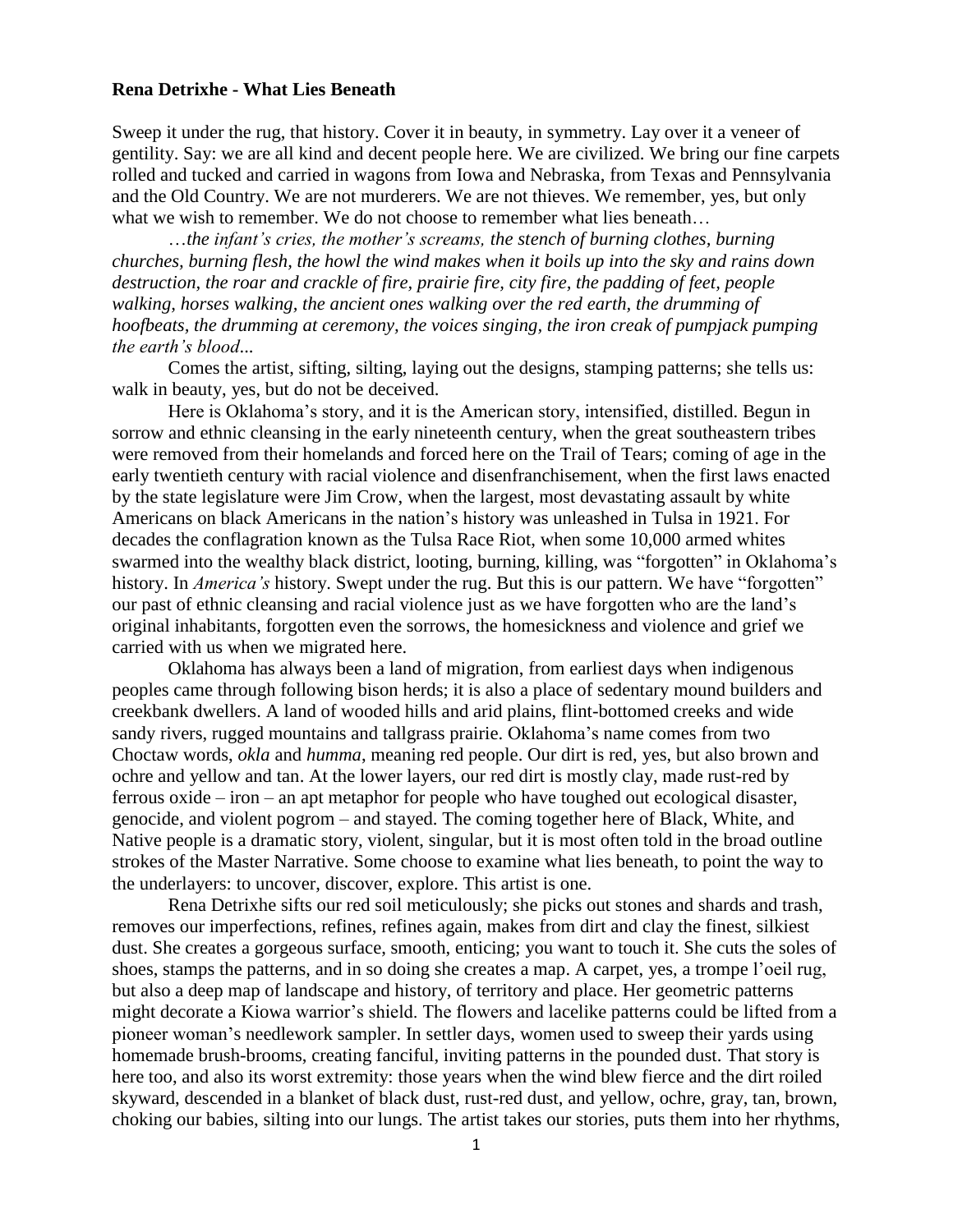**Rena Detrixhe - What Lies Beneath**

Sweep it under the rug, that history. Cover it in beauty, in symmetry. Lay over it a veneer of gentility. Say: we are all kind and decent people here. We are civilized. We bring our fine carpets rolled and tucked and carried in wagons from Iowa and Nebraska, from Texas and Pennsylvania and the Old Country. We are not murderers. We are not thieves. We remember, yes, but only what we wish to remember. We do not choose to remember what lies beneath…

*…the infant's cries, the mother's screams, the stench of burning clothes, burning churches, burning flesh, the howl the wind makes when it boils up into the sky and rains down destruction, the roar and crackle of fire, prairie fire, city fire, the padding of feet, people walking, horses walking, the ancient ones walking over the red earth, the drumming of hoofbeats, the drumming at ceremony, the voices singing, the iron creak of pumpjack pumping the earth's blood...*

Comes the artist, sifting, silting, laying out the designs, stamping patterns; she tells us: walk in beauty, yes, but do not be deceived.

Here is Oklahoma's story, and it is the American story, intensified, distilled. Begun in sorrow and ethnic cleansing in the early nineteenth century, when the great southeastern tribes were removed from their homelands and forced here on the Trail of Tears; coming of age in the early twentieth century with racial violence and disenfranchisement, when the first laws enacted by the state legislature were Jim Crow, when the largest, most devastating assault by white Americans on black Americans in the nation's history was unleashed in Tulsa in 1921. For decades the conflagration known as the Tulsa Race Riot, when some 10,000 armed whites swarmed into the wealthy black district, looting, burning, killing, was "forgotten" in Oklahoma's history. In *America's* history. Swept under the rug. But this is our pattern. We have "forgotten" our past of ethnic cleansing and racial violence just as we have forgotten who are the land's original inhabitants, forgotten even the sorrows, the homesickness and violence and grief we carried with us when we migrated here.

Oklahoma has always been a land of migration, from earliest days when indigenous peoples came through following bison herds; it is also a place of sedentary mound builders and creekbank dwellers. A land of wooded hills and arid plains, flint-bottomed creeks and wide sandy rivers, rugged mountains and tallgrass prairie. Oklahoma's name comes from two Choctaw words, *okla* and *humma*, meaning red people. Our dirt is red, yes, but also brown and ochre and yellow and tan. At the lower layers, our red dirt is mostly clay, made rust-red by ferrous oxide – iron – an apt metaphor for people who have toughed out ecological disaster, genocide, and violent pogrom – and stayed. The coming together here of Black, White, and Native people is a dramatic story, violent, singular, but it is most often told in the broad outline strokes of the Master Narrative. Some choose to examine what lies beneath, to point the way to the underlayers: to uncover, discover, explore. This artist is one.

Rena Detrixhe sifts our red soil meticulously; she picks out stones and shards and trash, removes our imperfections, refines, refines again, makes from dirt and clay the finest, silkiest dust. She creates a gorgeous surface, smooth, enticing; you want to touch it. She cuts the soles of shoes, stamps the patterns, and in so doing she creates a map. A carpet, yes, a trompe l'oeil rug, but also a deep map of landscape and history, of territory and place. Her geometric patterns might decorate a Kiowa warrior's shield. The flowers and lacelike patterns could be lifted from a pioneer woman's needlework sampler. In settler days, women used to sweep their yards using homemade brush-brooms, creating fanciful, inviting patterns in the pounded dust. That story is here too, and also its worst extremity: those years when the wind blew fierce and the dirt roiled skyward, descended in a blanket of black dust, rust-red dust, and yellow, ochre, gray, tan, brown, choking our babies, silting into our lungs. The artist takes our stories, puts them into her rhythms,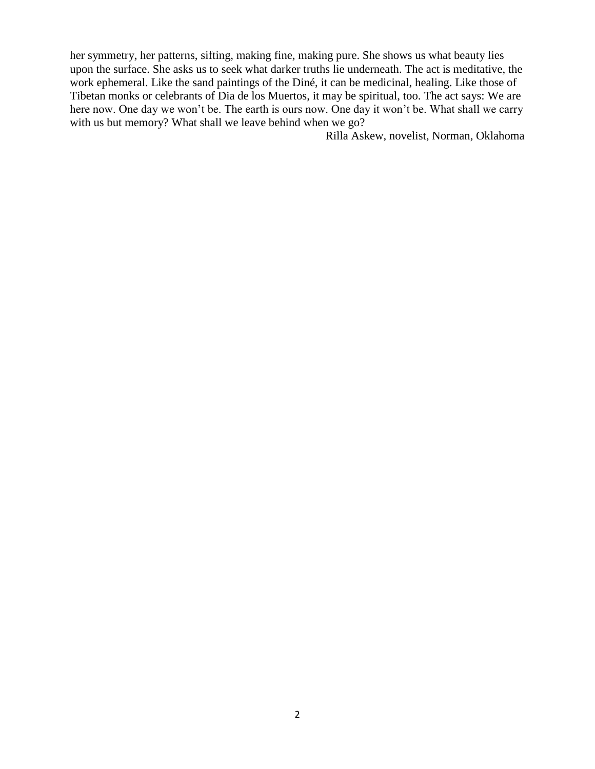her symmetry, her patterns, sifting, making fine, making pure. She shows us what beauty lies upon the surface. She asks us to seek what darker truths lie underneath. The act is meditative, the work ephemeral. Like the sand paintings of the Diné, it can be medicinal, healing. Like those of Tibetan monks or celebrants of Dia de los Muertos, it may be spiritual, too. The act says: We are here now. One day we won't be. The earth is ours now. One day it won't be. What shall we carry with us but memory? What shall we leave behind when we go?

Rilla Askew, novelist, Norman, Oklahoma